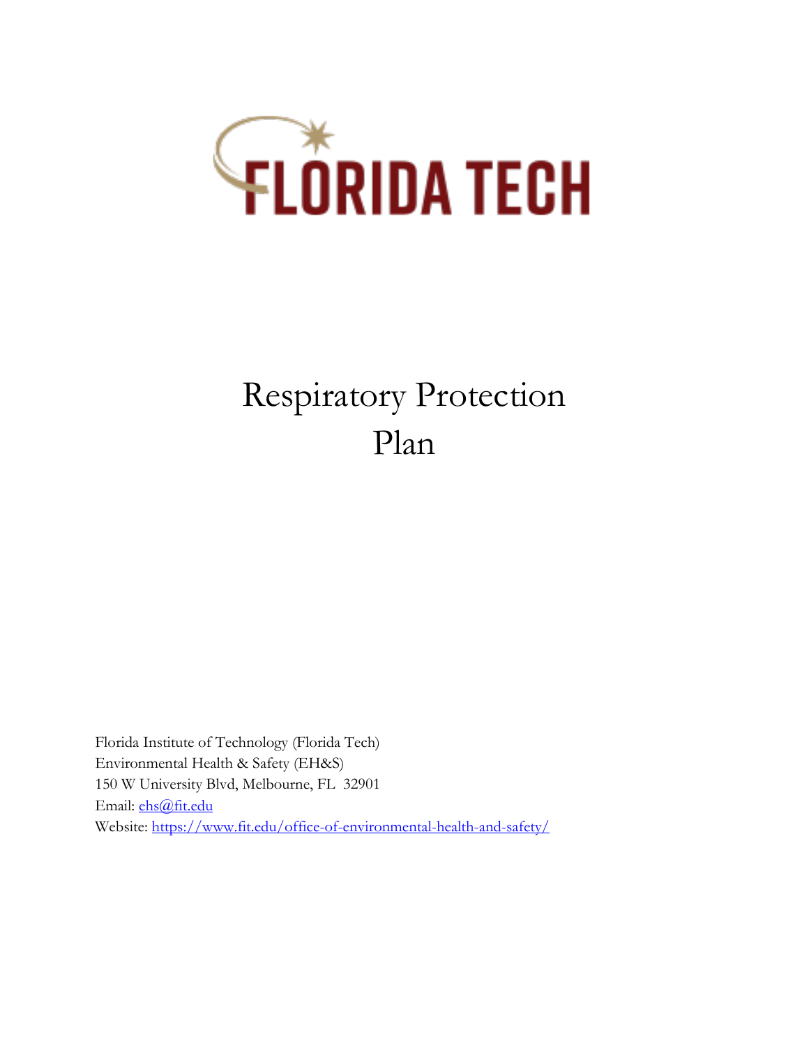FLORIDA TECH

# Respiratory Protection Plan

Florida Institute of Technology (Florida Tech)
Environmental Health & Safety (EH&S)
150 W University Blvd, Melbourne, FL 32901
Email: [ehs@fit.edu](mailto:ehs@fit.edu)
Website: [https://www.fit.edu/office-of-environmental-health-and-safety/](https://www.fit.edu/office-of-environmental-health-and-safety/)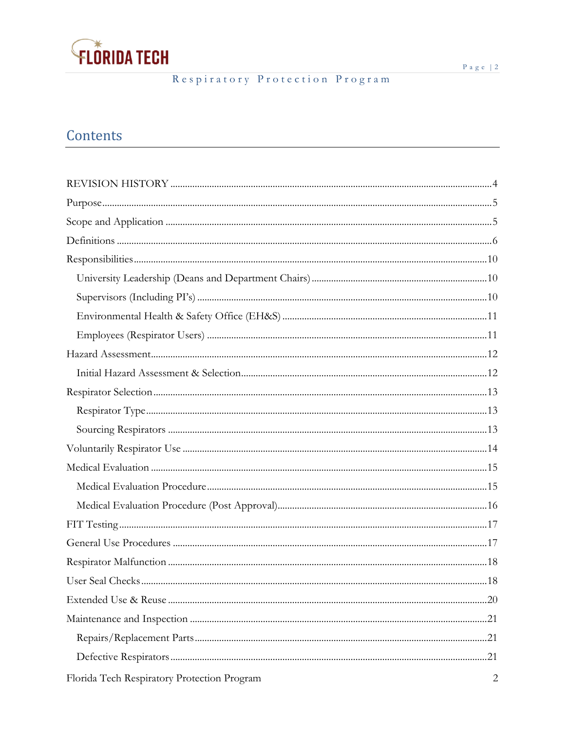# Contents

- REVISION HISTORY ....................................................................................................4
- Purpose....................................................................................................................5
- Scope and Application ..............................................................................................5
- Definitions ...............................................................................................................6
- Responsibilities.......................................................................................................10
  - University Leadership (Deans and Department Chairs) ..............................................10
  - Supervisors (Including PI's) ...................................................................................10
  - Environmental Health & Safety Office (EH&S) ..........................................................11
  - Employees (Respirator Users) ................................................................................11
- Hazard Assessment.................................................................................................12
  - Initial Hazard Assessment & Selection.....................................................................12
- Respirator Selection ................................................................................................13
  - Respirator Type.....................................................................................................13
  - Sourcing Respirators .............................................................................................13
- Voluntarily Respirator Use ........................................................................................14
- Medical Evaluation ..................................................................................................15
  - Medical Evaluation Procedure.................................................................................15
  - Medical Evaluation Procedure (Post Approval)...........................................................16
- FIT Testing..............................................................................................................17
- General Use Procedures ...........................................................................................17
- Respirator Malfunction .............................................................................................18
- User Seal Checks.....................................................................................................18
- Extended Use & Reuse .............................................................................................20
- Maintenance and Inspection .....................................................................................21
  - Repairs/Replacement Parts.....................................................................................21
  - Defective Respirators.............................................................................................21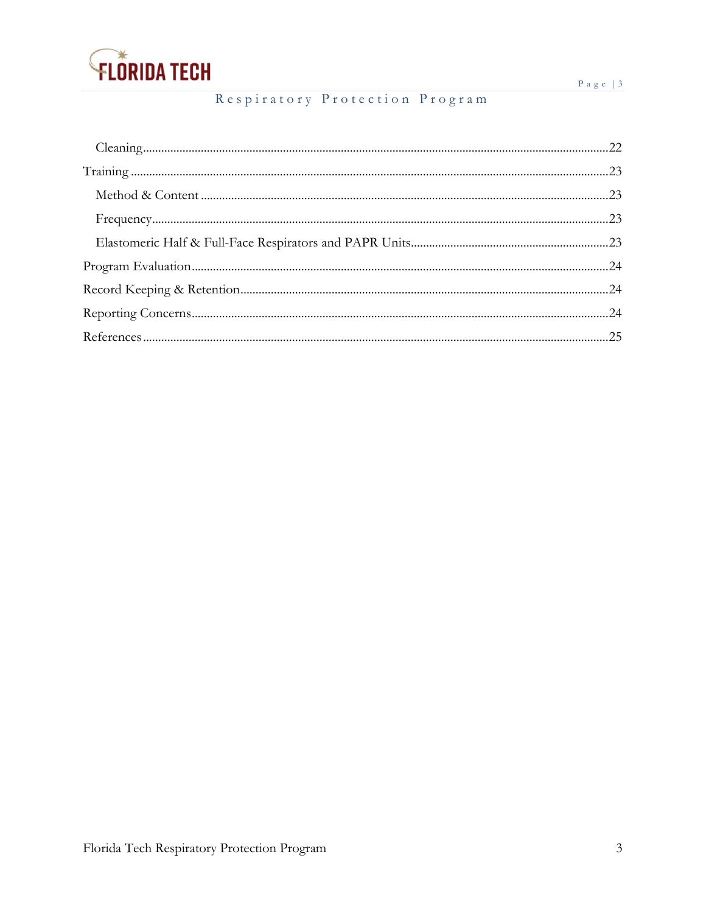- Cleaning ........ 22
- Training ........ 23
  - Method & Content ........ 23
  - Frequency ........ 23
  - Elastomeric Half & Full-Face Respirators and PAPR Units ........ 23
- Program Evaluation ........ 24
- Record Keeping & Retention ........ 24
- Reporting Concerns ........ 24
- References ........ 25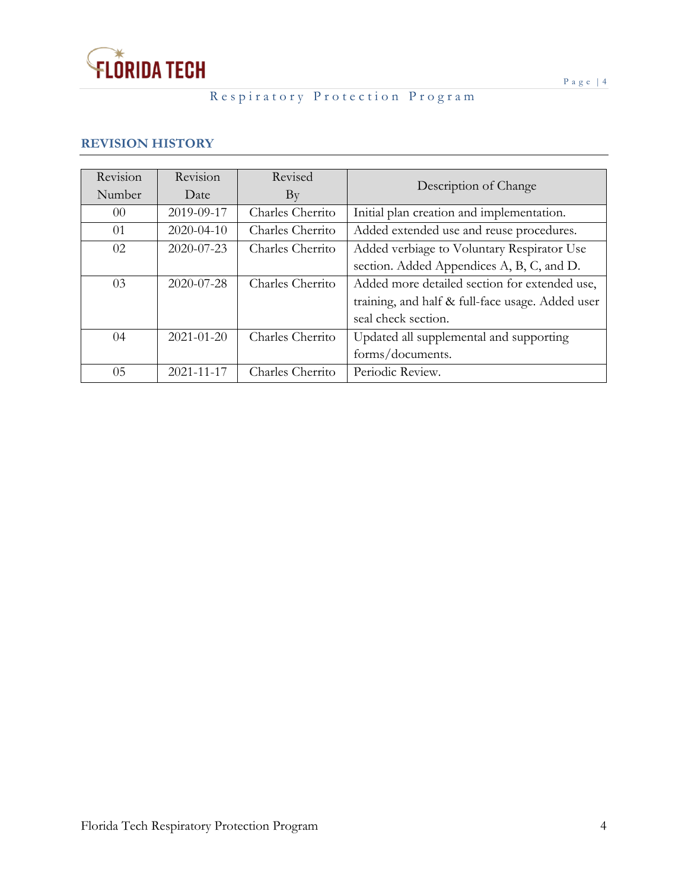## REVISION HISTORY

| Revision Number | Revision Date | Revised By | Description of Change |
|---|---|---|---|
| 00 | 2019-09-17 | Charles Cherrito | Initial plan creation and implementation. |
| 01 | 2020-04-10 | Charles Cherrito | Added extended use and reuse procedures. |
| 02 | 2020-07-23 | Charles Cherrito | Added verbiage to Voluntary Respirator Use section. Added Appendices A, B, C, and D. |
| 03 | 2020-07-28 | Charles Cherrito | Added more detailed section for extended use, training, and half & full-face usage. Added user seal check section. |
| 04 | 2021-01-20 | Charles Cherrito | Updated all supplemental and supporting forms/documents. |
| 05 | 2021-11-17 | Charles Cherrito | Periodic Review. |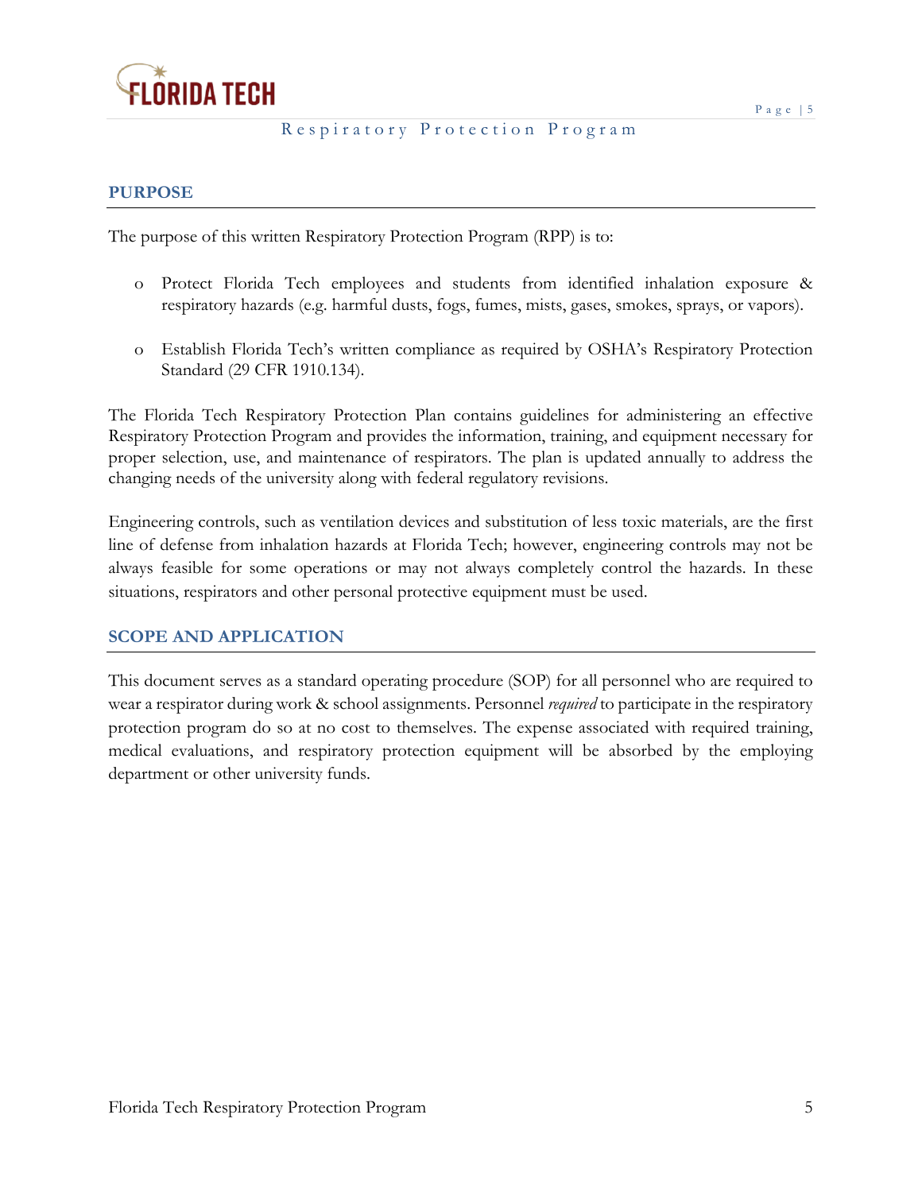## PURPOSE

The purpose of this written Respiratory Protection Program (RPP) is to:

- Protect Florida Tech employees and students from identified inhalation exposure & respiratory hazards (e.g. harmful dusts, fogs, fumes, mists, gases, smokes, sprays, or vapors).
- Establish Florida Tech's written compliance as required by OSHA's Respiratory Protection Standard (29 CFR 1910.134).

The Florida Tech Respiratory Protection Plan contains guidelines for administering an effective Respiratory Protection Program and provides the information, training, and equipment necessary for proper selection, use, and maintenance of respirators. The plan is updated annually to address the changing needs of the university along with federal regulatory revisions.

Engineering controls, such as ventilation devices and substitution of less toxic materials, are the first line of defense from inhalation hazards at Florida Tech; however, engineering controls may not be always feasible for some operations or may not always completely control the hazards. In these situations, respirators and other personal protective equipment must be used.

## SCOPE AND APPLICATION

This document serves as a standard operating procedure (SOP) for all personnel who are required to wear a respirator during work & school assignments. Personnel *required* to participate in the respiratory protection program do so at no cost to themselves. The expense associated with required training, medical evaluations, and respiratory protection equipment will be absorbed by the employing department or other university funds.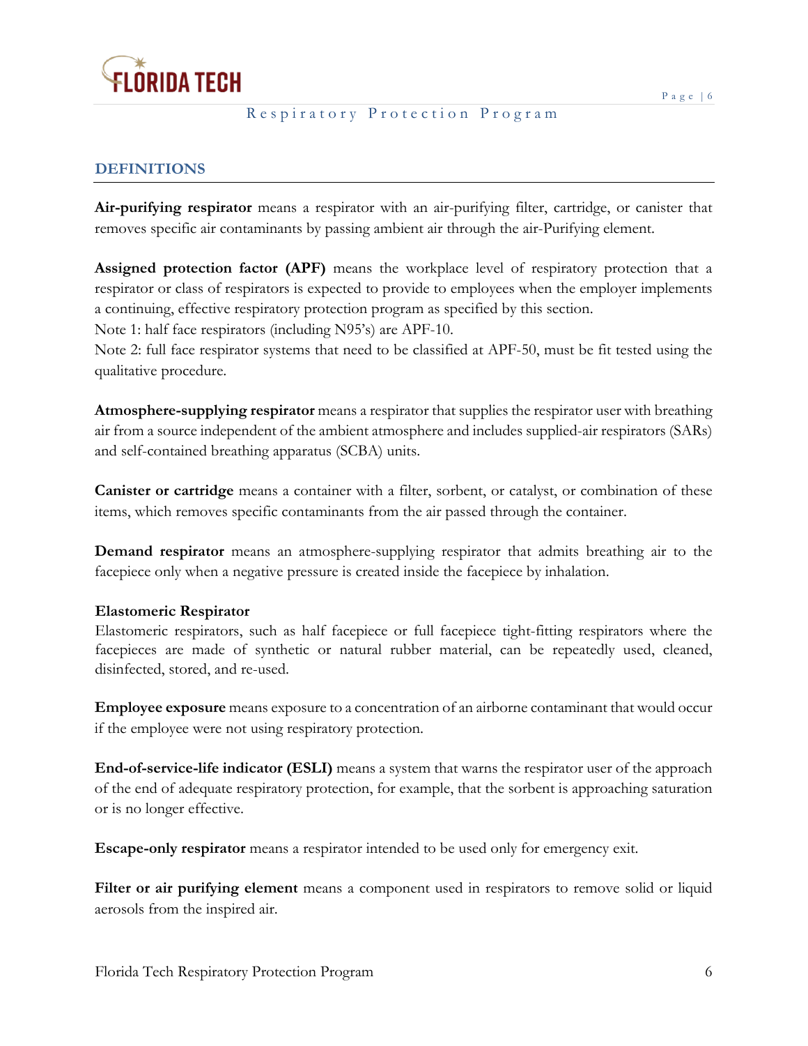## DEFINITIONS

**Air-purifying respirator** means a respirator with an air-purifying filter, cartridge, or canister that removes specific air contaminants by passing ambient air through the air-Purifying element.

**Assigned protection factor (APF)** means the workplace level of respiratory protection that a respirator or class of respirators is expected to provide to employees when the employer implements a continuing, effective respiratory protection program as specified by this section.
Note 1: half face respirators (including N95's) are APF-10.
Note 2: full face respirator systems that need to be classified at APF-50, must be fit tested using the qualitative procedure.

**Atmosphere-supplying respirator** means a respirator that supplies the respirator user with breathing air from a source independent of the ambient atmosphere and includes supplied-air respirators (SARs) and self-contained breathing apparatus (SCBA) units.

**Canister or cartridge** means a container with a filter, sorbent, or catalyst, or combination of these items, which removes specific contaminants from the air passed through the container.

**Demand respirator** means an atmosphere-supplying respirator that admits breathing air to the facepiece only when a negative pressure is created inside the facepiece by inhalation.

**Elastomeric Respirator**
Elastomeric respirators, such as half facepiece or full facepiece tight-fitting respirators where the facepieces are made of synthetic or natural rubber material, can be repeatedly used, cleaned, disinfected, stored, and re-used.

**Employee exposure** means exposure to a concentration of an airborne contaminant that would occur if the employee were not using respiratory protection.

**End-of-service-life indicator (ESLI)** means a system that warns the respirator user of the approach of the end of adequate respiratory protection, for example, that the sorbent is approaching saturation or is no longer effective.

**Escape-only respirator** means a respirator intended to be used only for emergency exit.

**Filter or air purifying element** means a component used in respirators to remove solid or liquid aerosols from the inspired air.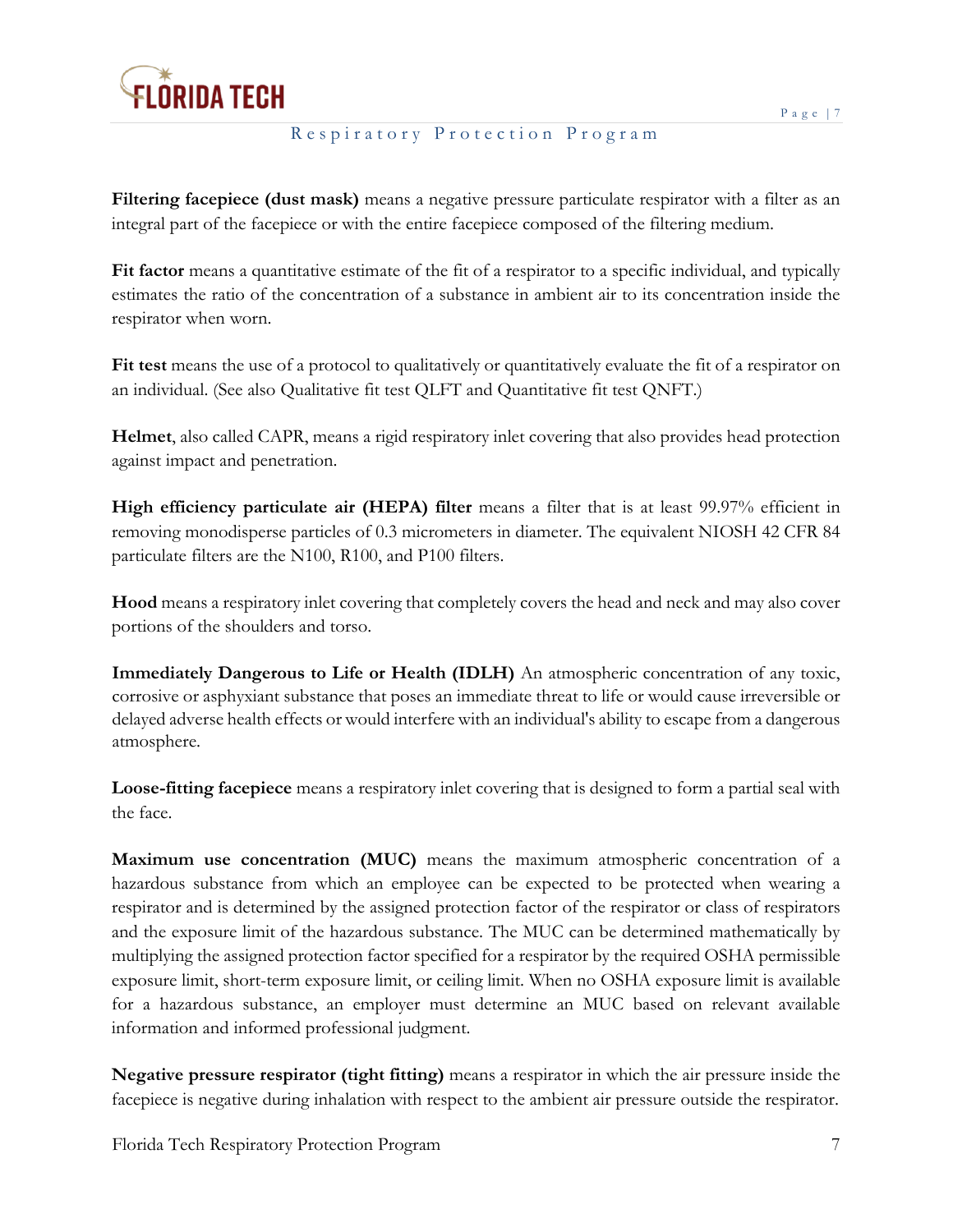**Filtering facepiece (dust mask)** means a negative pressure particulate respirator with a filter as an integral part of the facepiece or with the entire facepiece composed of the filtering medium.

**Fit factor** means a quantitative estimate of the fit of a respirator to a specific individual, and typically estimates the ratio of the concentration of a substance in ambient air to its concentration inside the respirator when worn.

**Fit test** means the use of a protocol to qualitatively or quantitatively evaluate the fit of a respirator on an individual. (See also Qualitative fit test QLFT and Quantitative fit test QNFT.)

**Helmet**, also called CAPR, means a rigid respiratory inlet covering that also provides head protection against impact and penetration.

**High efficiency particulate air (HEPA) filter** means a filter that is at least 99.97% efficient in removing monodisperse particles of 0.3 micrometers in diameter. The equivalent NIOSH 42 CFR 84 particulate filters are the N100, R100, and P100 filters.

**Hood** means a respiratory inlet covering that completely covers the head and neck and may also cover portions of the shoulders and torso.

**Immediately Dangerous to Life or Health (IDLH)** An atmospheric concentration of any toxic, corrosive or asphyxiant substance that poses an immediate threat to life or would cause irreversible or delayed adverse health effects or would interfere with an individual's ability to escape from a dangerous atmosphere.

**Loose-fitting facepiece** means a respiratory inlet covering that is designed to form a partial seal with the face.

**Maximum use concentration (MUC)** means the maximum atmospheric concentration of a hazardous substance from which an employee can be expected to be protected when wearing a respirator and is determined by the assigned protection factor of the respirator or class of respirators and the exposure limit of the hazardous substance. The MUC can be determined mathematically by multiplying the assigned protection factor specified for a respirator by the required OSHA permissible exposure limit, short-term exposure limit, or ceiling limit. When no OSHA exposure limit is available for a hazardous substance, an employer must determine an MUC based on relevant available information and informed professional judgment.

**Negative pressure respirator (tight fitting)** means a respirator in which the air pressure inside the facepiece is negative during inhalation with respect to the ambient air pressure outside the respirator.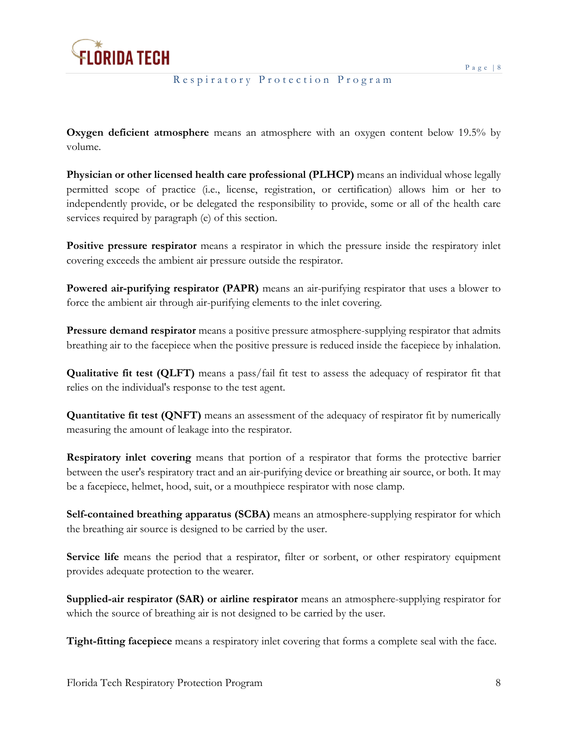**Oxygen deficient atmosphere** means an atmosphere with an oxygen content below 19.5% by volume.

**Physician or other licensed health care professional (PLHCP)** means an individual whose legally permitted scope of practice (i.e., license, registration, or certification) allows him or her to independently provide, or be delegated the responsibility to provide, some or all of the health care services required by paragraph (e) of this section.

**Positive pressure respirator** means a respirator in which the pressure inside the respiratory inlet covering exceeds the ambient air pressure outside the respirator.

**Powered air-purifying respirator (PAPR)** means an air-purifying respirator that uses a blower to force the ambient air through air-purifying elements to the inlet covering.

**Pressure demand respirator** means a positive pressure atmosphere-supplying respirator that admits breathing air to the facepiece when the positive pressure is reduced inside the facepiece by inhalation.

**Qualitative fit test (QLFT)** means a pass/fail fit test to assess the adequacy of respirator fit that relies on the individual's response to the test agent.

**Quantitative fit test (QNFT)** means an assessment of the adequacy of respirator fit by numerically measuring the amount of leakage into the respirator.

**Respiratory inlet covering** means that portion of a respirator that forms the protective barrier between the user's respiratory tract and an air-purifying device or breathing air source, or both. It may be a facepiece, helmet, hood, suit, or a mouthpiece respirator with nose clamp.

**Self-contained breathing apparatus (SCBA)** means an atmosphere-supplying respirator for which the breathing air source is designed to be carried by the user.

**Service life** means the period that a respirator, filter or sorbent, or other respiratory equipment provides adequate protection to the wearer.

**Supplied-air respirator (SAR) or airline respirator** means an atmosphere-supplying respirator for which the source of breathing air is not designed to be carried by the user.

**Tight-fitting facepiece** means a respiratory inlet covering that forms a complete seal with the face.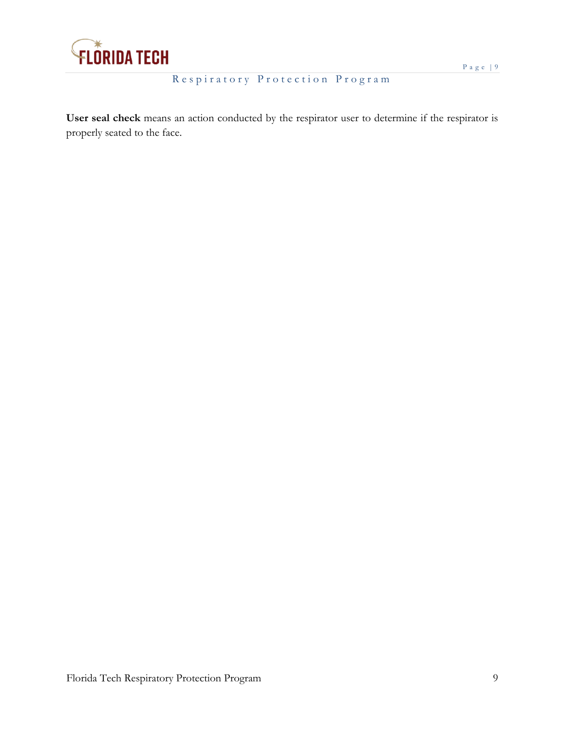**User seal check** means an action conducted by the respirator user to determine if the respirator is properly seated to the face.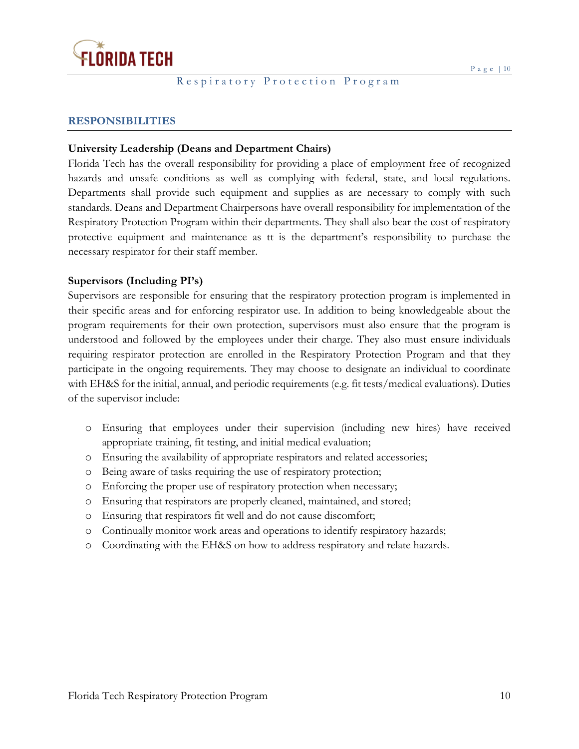## RESPONSIBILITIES

**University Leadership (Deans and Department Chairs)**

Florida Tech has the overall responsibility for providing a place of employment free of recognized hazards and unsafe conditions as well as complying with federal, state, and local regulations. Departments shall provide such equipment and supplies as are necessary to comply with such standards. Deans and Department Chairpersons have overall responsibility for implementation of the Respiratory Protection Program within their departments. They shall also bear the cost of respiratory protective equipment and maintenance as tt is the department's responsibility to purchase the necessary respirator for their staff member.

**Supervisors (Including PI's)**

Supervisors are responsible for ensuring that the respiratory protection program is implemented in their specific areas and for enforcing respirator use. In addition to being knowledgeable about the program requirements for their own protection, supervisors must also ensure that the program is understood and followed by the employees under their charge. They also must ensure individuals requiring respirator protection are enrolled in the Respiratory Protection Program and that they participate in the ongoing requirements. They may choose to designate an individual to coordinate with EH&S for the initial, annual, and periodic requirements (e.g. fit tests/medical evaluations). Duties of the supervisor include:

- Ensuring that employees under their supervision (including new hires) have received appropriate training, fit testing, and initial medical evaluation;
- Ensuring the availability of appropriate respirators and related accessories;
- Being aware of tasks requiring the use of respiratory protection;
- Enforcing the proper use of respiratory protection when necessary;
- Ensuring that respirators are properly cleaned, maintained, and stored;
- Ensuring that respirators fit well and do not cause discomfort;
- Continually monitor work areas and operations to identify respiratory hazards;
- Coordinating with the EH&S on how to address respiratory and relate hazards.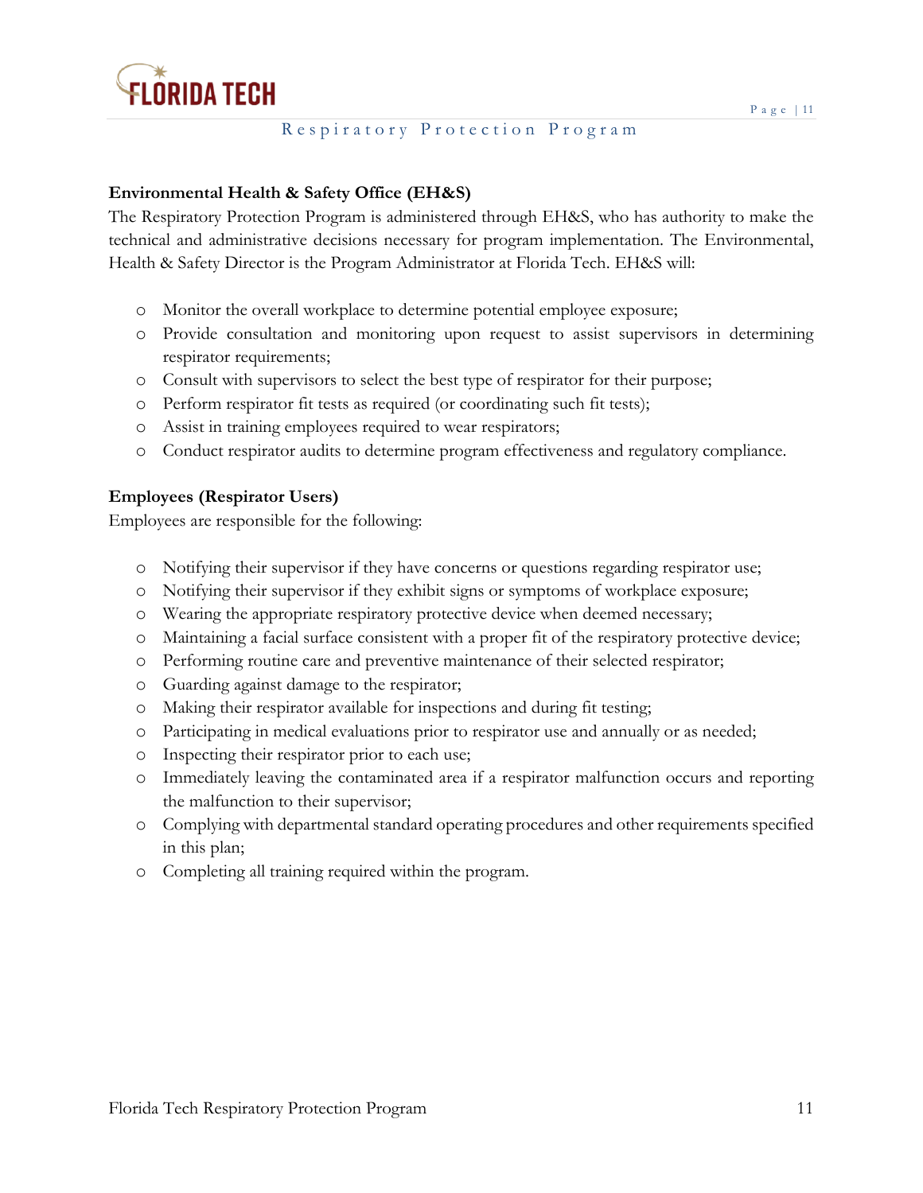### Environmental Health & Safety Office (EH&S)

The Respiratory Protection Program is administered through EH&S, who has authority to make the technical and administrative decisions necessary for program implementation. The Environmental, Health & Safety Director is the Program Administrator at Florida Tech. EH&S will:

- Monitor the overall workplace to determine potential employee exposure;
- Provide consultation and monitoring upon request to assist supervisors in determining respirator requirements;
- Consult with supervisors to select the best type of respirator for their purpose;
- Perform respirator fit tests as required (or coordinating such fit tests);
- Assist in training employees required to wear respirators;
- Conduct respirator audits to determine program effectiveness and regulatory compliance.

### Employees (Respirator Users)

Employees are responsible for the following:

- Notifying their supervisor if they have concerns or questions regarding respirator use;
- Notifying their supervisor if they exhibit signs or symptoms of workplace exposure;
- Wearing the appropriate respiratory protective device when deemed necessary;
- Maintaining a facial surface consistent with a proper fit of the respiratory protective device;
- Performing routine care and preventive maintenance of their selected respirator;
- Guarding against damage to the respirator;
- Making their respirator available for inspections and during fit testing;
- Participating in medical evaluations prior to respirator use and annually or as needed;
- Inspecting their respirator prior to each use;
- Immediately leaving the contaminated area if a respirator malfunction occurs and reporting the malfunction to their supervisor;
- Complying with departmental standard operating procedures and other requirements specified in this plan;
- Completing all training required within the program.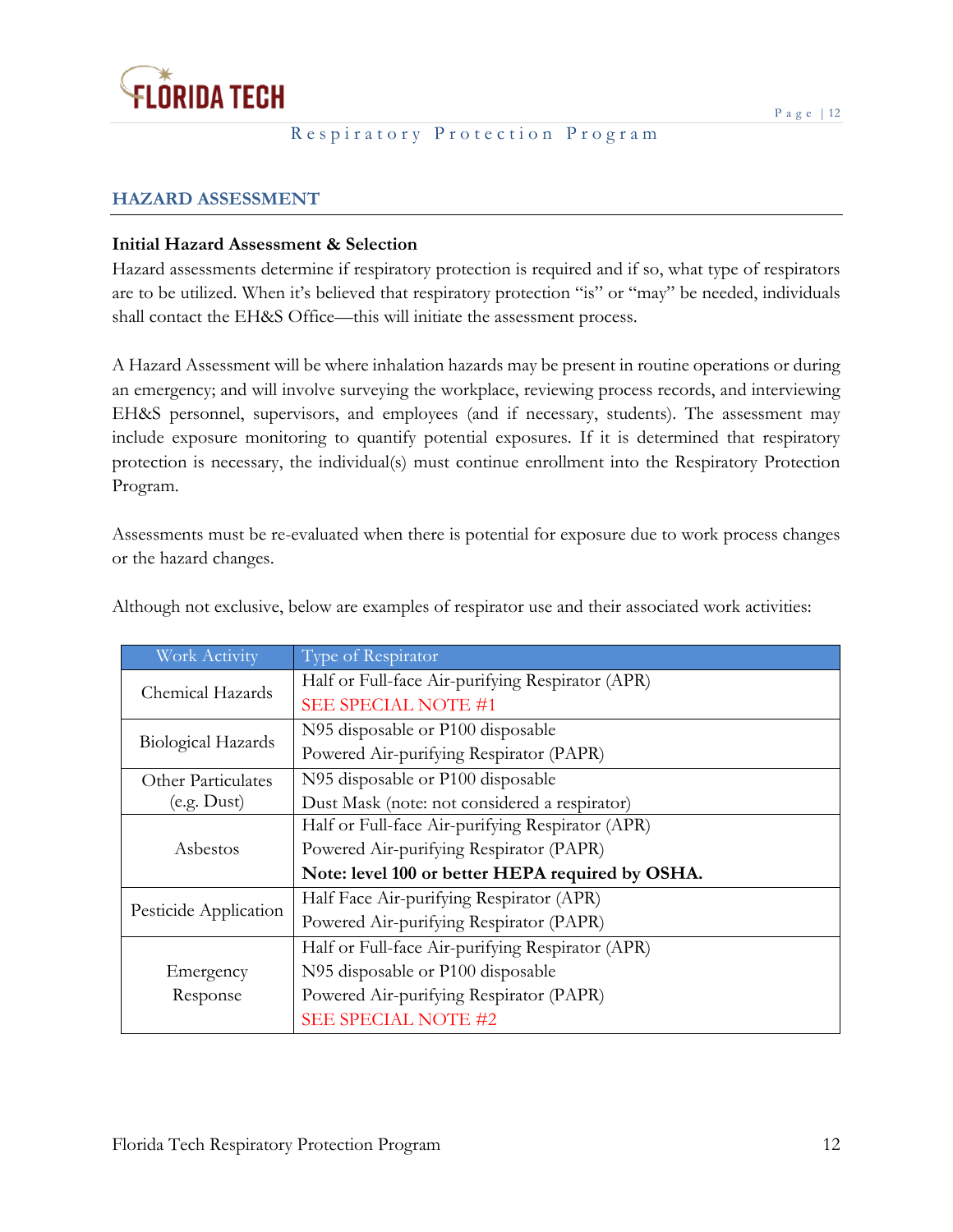## HAZARD ASSESSMENT

**Initial Hazard Assessment & Selection**

Hazard assessments determine if respiratory protection is required and if so, what type of respirators are to be utilized. When it's believed that respiratory protection "is" or "may" be needed, individuals shall contact the EH&S Office—this will initiate the assessment process.

A Hazard Assessment will be where inhalation hazards may be present in routine operations or during an emergency; and will involve surveying the workplace, reviewing process records, and interviewing EH&S personnel, supervisors, and employees (and if necessary, students). The assessment may include exposure monitoring to quantify potential exposures. If it is determined that respiratory protection is necessary, the individual(s) must continue enrollment into the Respiratory Protection Program.

Assessments must be re-evaluated when there is potential for exposure due to work process changes or the hazard changes.

Although not exclusive, below are examples of respirator use and their associated work activities:

| Work Activity | Type of Respirator |
|---|---|
| Chemical Hazards | Half or Full-face Air-purifying Respirator (APR)<br>SEE SPECIAL NOTE #1 |
| Biological Hazards | N95 disposable or P100 disposable<br>Powered Air-purifying Respirator (PAPR) |
| Other Particulates (e.g. Dust) | N95 disposable or P100 disposable<br>Dust Mask (note: not considered a respirator) |
| Asbestos | Half or Full-face Air-purifying Respirator (APR)<br>Powered Air-purifying Respirator (PAPR)<br>**Note: level 100 or better HEPA required by OSHA.** |
| Pesticide Application | Half Face Air-purifying Respirator (APR)<br>Powered Air-purifying Respirator (PAPR) |
| Emergency Response | Half or Full-face Air-purifying Respirator (APR)<br>N95 disposable or P100 disposable<br>Powered Air-purifying Respirator (PAPR)<br>SEE SPECIAL NOTE #2 |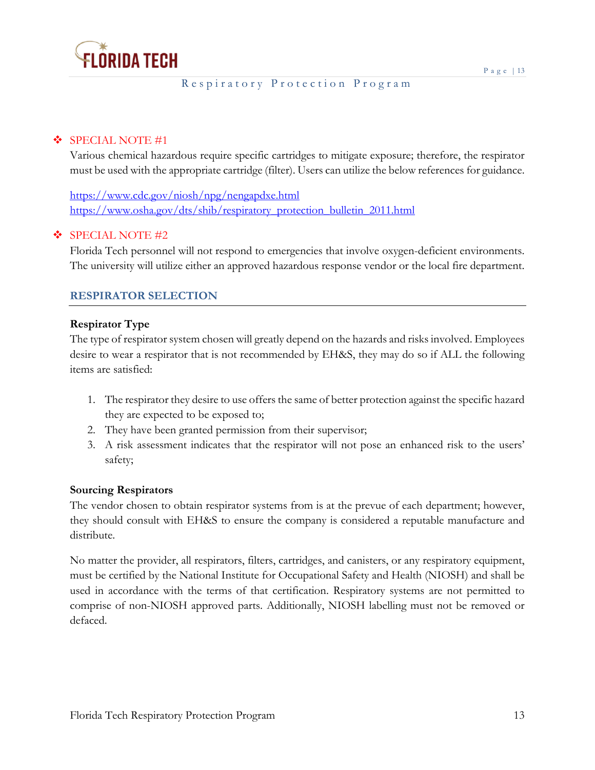❖ SPECIAL NOTE #1

Various chemical hazardous require specific cartridges to mitigate exposure; therefore, the respirator must be used with the appropriate cartridge (filter). Users can utilize the below references for guidance.

https://www.cdc.gov/niosh/npg/nengapdxe.html
https://www.osha.gov/dts/shib/respiratory_protection_bulletin_2011.html

❖ SPECIAL NOTE #2

Florida Tech personnel will not respond to emergencies that involve oxygen-deficient environments. The university will utilize either an approved hazardous response vendor or the local fire department.

## RESPIRATOR SELECTION

**Respirator Type**

The type of respirator system chosen will greatly depend on the hazards and risks involved. Employees desire to wear a respirator that is not recommended by EH&S, they may do so if ALL the following items are satisfied:

1. The respirator they desire to use offers the same of better protection against the specific hazard they are expected to be exposed to;
2. They have been granted permission from their supervisor;
3. A risk assessment indicates that the respirator will not pose an enhanced risk to the users' safety;

**Sourcing Respirators**

The vendor chosen to obtain respirator systems from is at the prevue of each department; however, they should consult with EH&S to ensure the company is considered a reputable manufacture and distribute.

No matter the provider, all respirators, filters, cartridges, and canisters, or any respiratory equipment, must be certified by the National Institute for Occupational Safety and Health (NIOSH) and shall be used in accordance with the terms of that certification. Respiratory systems are not permitted to comprise of non-NIOSH approved parts. Additionally, NIOSH labelling must not be removed or defaced.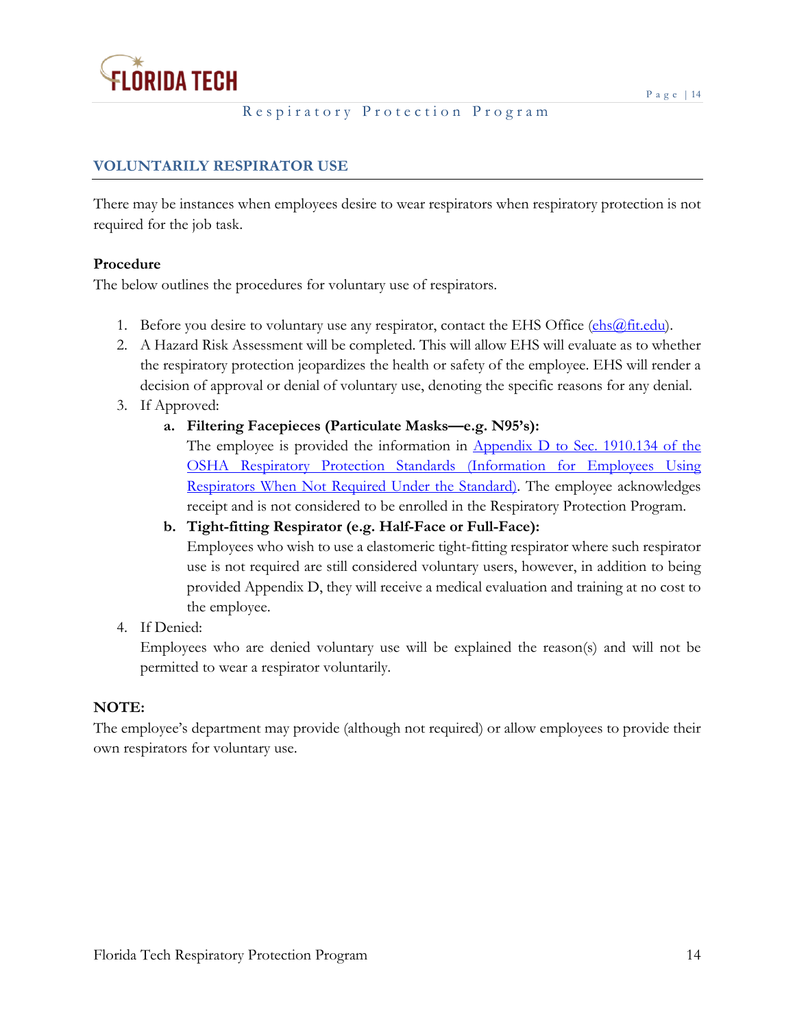## VOLUNTARILY RESPIRATOR USE

There may be instances when employees desire to wear respirators when respiratory protection is not required for the job task.

**Procedure**

The below outlines the procedures for voluntary use of respirators.

1. Before you desire to voluntary use any respirator, contact the EHS Office (ehs@fit.edu).
2. A Hazard Risk Assessment will be completed. This will allow EHS will evaluate as to whether the respiratory protection jeopardizes the health or safety of the employee. EHS will render a decision of approval or denial of voluntary use, denoting the specific reasons for any denial.
3. If Approved:
   a. **Filtering Facepieces (Particulate Masks—e.g. N95's):**
      The employee is provided the information in Appendix D to Sec. 1910.134 of the OSHA Respiratory Protection Standards (Information for Employees Using Respirators When Not Required Under the Standard). The employee acknowledges receipt and is not considered to be enrolled in the Respiratory Protection Program.
   b. **Tight-fitting Respirator (e.g. Half-Face or Full-Face):**
      Employees who wish to use a elastomeric tight-fitting respirator where such respirator use is not required are still considered voluntary users, however, in addition to being provided Appendix D, they will receive a medical evaluation and training at no cost to the employee.
4. If Denied:
   Employees who are denied voluntary use will be explained the reason(s) and will not be permitted to wear a respirator voluntarily.

**NOTE:**

The employee's department may provide (although not required) or allow employees to provide their own respirators for voluntary use.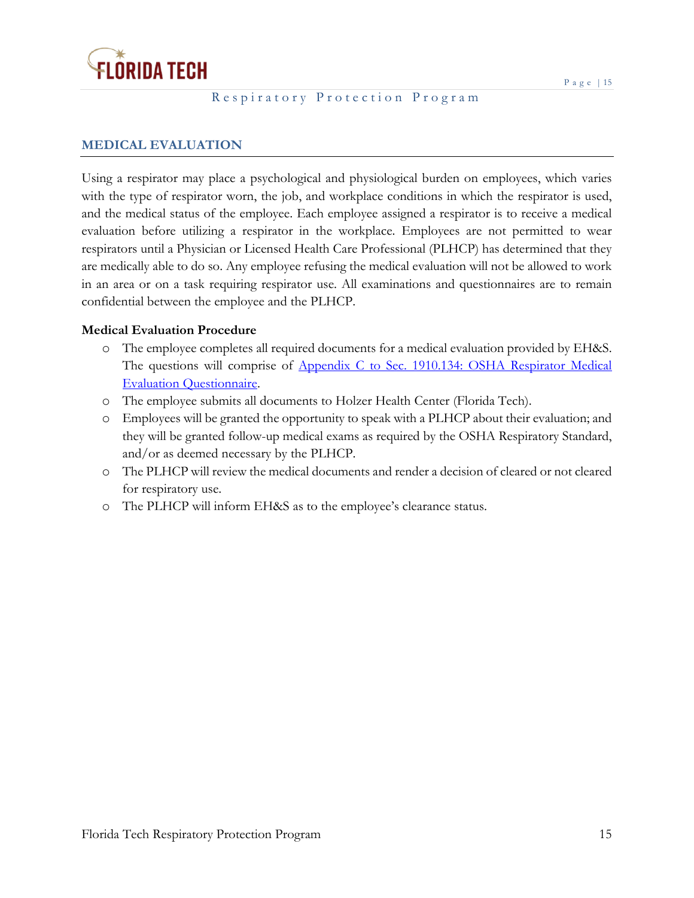## MEDICAL EVALUATION

Using a respirator may place a psychological and physiological burden on employees, which varies with the type of respirator worn, the job, and workplace conditions in which the respirator is used, and the medical status of the employee. Each employee assigned a respirator is to receive a medical evaluation before utilizing a respirator in the workplace. Employees are not permitted to wear respirators until a Physician or Licensed Health Care Professional (PLHCP) has determined that they are medically able to do so. Any employee refusing the medical evaluation will not be allowed to work in an area or on a task requiring respirator use. All examinations and questionnaires are to remain confidential between the employee and the PLHCP.

**Medical Evaluation Procedure**

- The employee completes all required documents for a medical evaluation provided by EH&S. The questions will comprise of Appendix C to Sec. 1910.134: OSHA Respirator Medical Evaluation Questionnaire.
- The employee submits all documents to Holzer Health Center (Florida Tech).
- Employees will be granted the opportunity to speak with a PLHCP about their evaluation; and they will be granted follow-up medical exams as required by the OSHA Respiratory Standard, and/or as deemed necessary by the PLHCP.
- The PLHCP will review the medical documents and render a decision of cleared or not cleared for respiratory use.
- The PLHCP will inform EH&S as to the employee's clearance status.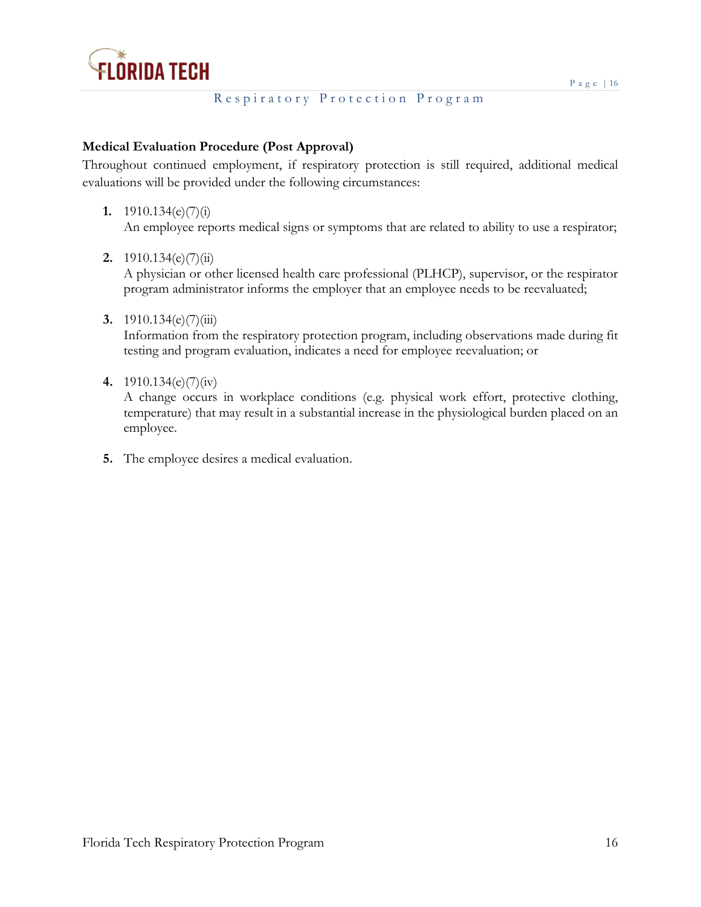**Medical Evaluation Procedure (Post Approval)**

Throughout continued employment, if respiratory protection is still required, additional medical evaluations will be provided under the following circumstances:

1. 1910.134(e)(7)(i)
   An employee reports medical signs or symptoms that are related to ability to use a respirator;

2. 1910.134(e)(7)(ii)
   A physician or other licensed health care professional (PLHCP), supervisor, or the respirator program administrator informs the employer that an employee needs to be reevaluated;

3. 1910.134(e)(7)(iii)
   Information from the respiratory protection program, including observations made during fit testing and program evaluation, indicates a need for employee reevaluation; or

4. 1910.134(e)(7)(iv)
   A change occurs in workplace conditions (e.g. physical work effort, protective clothing, temperature) that may result in a substantial increase in the physiological burden placed on an employee.

5. The employee desires a medical evaluation.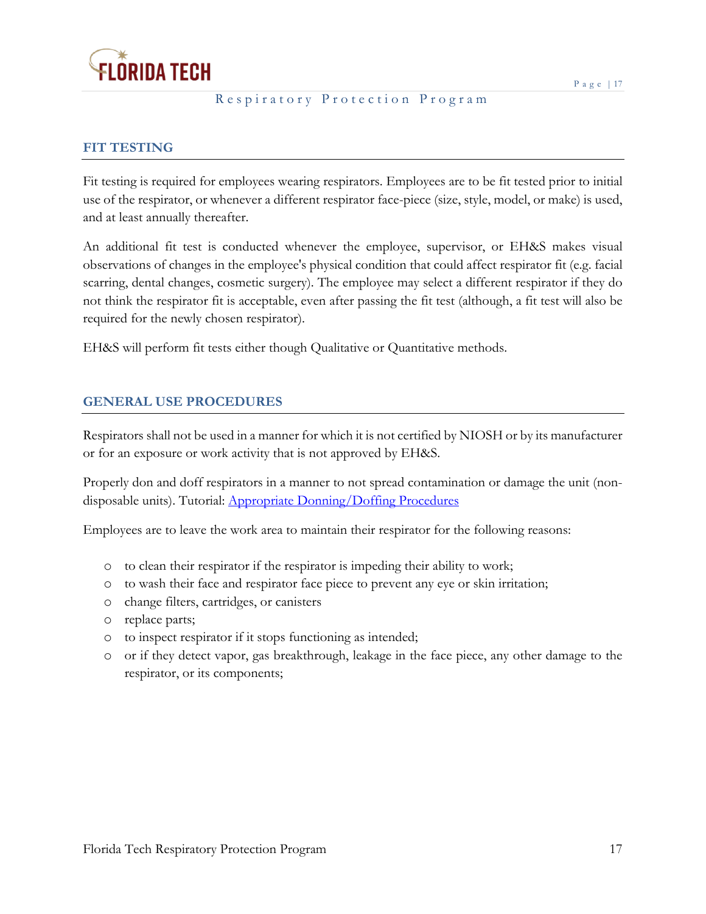## FIT TESTING

Fit testing is required for employees wearing respirators. Employees are to be fit tested prior to initial use of the respirator, or whenever a different respirator face-piece (size, style, model, or make) is used, and at least annually thereafter.

An additional fit test is conducted whenever the employee, supervisor, or EH&S makes visual observations of changes in the employee's physical condition that could affect respirator fit (e.g. facial scarring, dental changes, cosmetic surgery). The employee may select a different respirator if they do not think the respirator fit is acceptable, even after passing the fit test (although, a fit test will also be required for the newly chosen respirator).

EH&S will perform fit tests either though Qualitative or Quantitative methods.

## GENERAL USE PROCEDURES

Respirators shall not be used in a manner for which it is not certified by NIOSH or by its manufacturer or for an exposure or work activity that is not approved by EH&S.

Properly don and doff respirators in a manner to not spread contamination or damage the unit (non-disposable units). Tutorial: Appropriate Donning/Doffing Procedures

Employees are to leave the work area to maintain their respirator for the following reasons:

- to clean their respirator if the respirator is impeding their ability to work;
- to wash their face and respirator face piece to prevent any eye or skin irritation;
- change filters, cartridges, or canisters
- replace parts;
- to inspect respirator if it stops functioning as intended;
- or if they detect vapor, gas breakthrough, leakage in the face piece, any other damage to the respirator, or its components;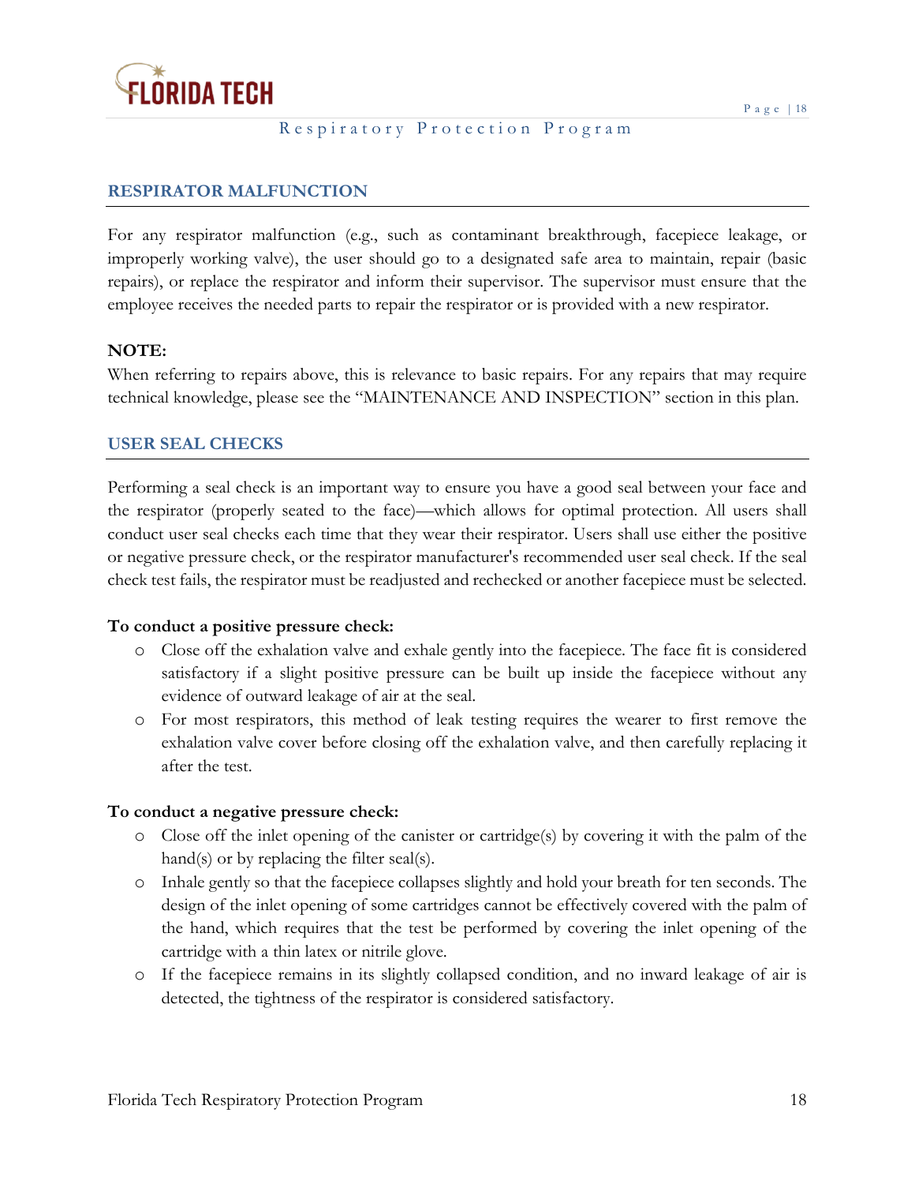## RESPIRATOR MALFUNCTION

For any respirator malfunction (e.g., such as contaminant breakthrough, facepiece leakage, or improperly working valve), the user should go to a designated safe area to maintain, repair (basic repairs), or replace the respirator and inform their supervisor. The supervisor must ensure that the employee receives the needed parts to repair the respirator or is provided with a new respirator.

**NOTE:**
When referring to repairs above, this is relevance to basic repairs. For any repairs that may require technical knowledge, please see the "MAINTENANCE AND INSPECTION" section in this plan.

## USER SEAL CHECKS

Performing a seal check is an important way to ensure you have a good seal between your face and the respirator (properly seated to the face)—which allows for optimal protection. All users shall conduct user seal checks each time that they wear their respirator. Users shall use either the positive or negative pressure check, or the respirator manufacturer's recommended user seal check. If the seal check test fails, the respirator must be readjusted and rechecked or another facepiece must be selected.

**To conduct a positive pressure check:**

- Close off the exhalation valve and exhale gently into the facepiece. The face fit is considered satisfactory if a slight positive pressure can be built up inside the facepiece without any evidence of outward leakage of air at the seal.
- For most respirators, this method of leak testing requires the wearer to first remove the exhalation valve cover before closing off the exhalation valve, and then carefully replacing it after the test.

**To conduct a negative pressure check:**

- Close off the inlet opening of the canister or cartridge(s) by covering it with the palm of the hand(s) or by replacing the filter seal(s).
- Inhale gently so that the facepiece collapses slightly and hold your breath for ten seconds. The design of the inlet opening of some cartridges cannot be effectively covered with the palm of the hand, which requires that the test be performed by covering the inlet opening of the cartridge with a thin latex or nitrile glove.
- If the facepiece remains in its slightly collapsed condition, and no inward leakage of air is detected, the tightness of the respirator is considered satisfactory.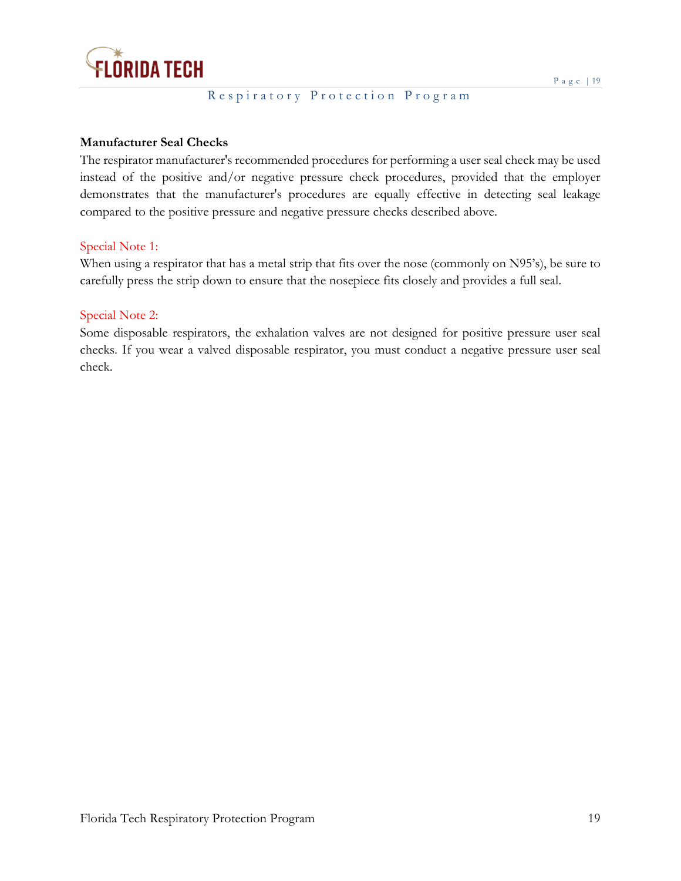**Manufacturer Seal Checks**

The respirator manufacturer's recommended procedures for performing a user seal check may be used instead of the positive and/or negative pressure check procedures, provided that the employer demonstrates that the manufacturer's procedures are equally effective in detecting seal leakage compared to the positive pressure and negative pressure checks described above.

Special Note 1:

When using a respirator that has a metal strip that fits over the nose (commonly on N95's), be sure to carefully press the strip down to ensure that the nosepiece fits closely and provides a full seal.

Special Note 2:

Some disposable respirators, the exhalation valves are not designed for positive pressure user seal checks. If you wear a valved disposable respirator, you must conduct a negative pressure user seal check.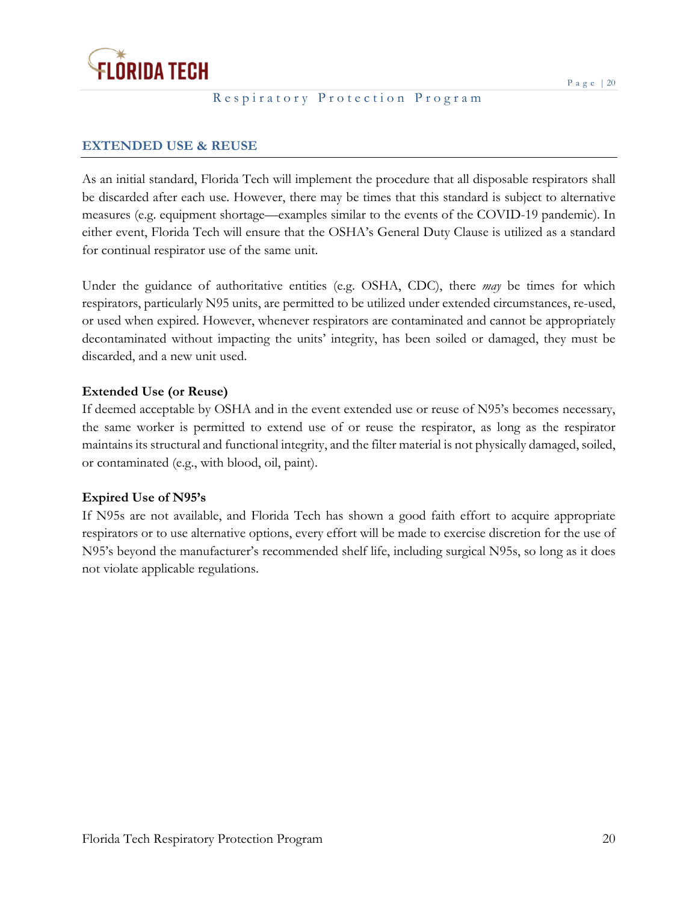## EXTENDED USE & REUSE

As an initial standard, Florida Tech will implement the procedure that all disposable respirators shall be discarded after each use. However, there may be times that this standard is subject to alternative measures (e.g. equipment shortage—examples similar to the events of the COVID-19 pandemic). In either event, Florida Tech will ensure that the OSHA's General Duty Clause is utilized as a standard for continual respirator use of the same unit.

Under the guidance of authoritative entities (e.g. OSHA, CDC), there *may* be times for which respirators, particularly N95 units, are permitted to be utilized under extended circumstances, re-used, or used when expired. However, whenever respirators are contaminated and cannot be appropriately decontaminated without impacting the units' integrity, has been soiled or damaged, they must be discarded, and a new unit used.

**Extended Use (or Reuse)**

If deemed acceptable by OSHA and in the event extended use or reuse of N95's becomes necessary, the same worker is permitted to extend use of or reuse the respirator, as long as the respirator maintains its structural and functional integrity, and the filter material is not physically damaged, soiled, or contaminated (e.g., with blood, oil, paint).

**Expired Use of N95's**

If N95s are not available, and Florida Tech has shown a good faith effort to acquire appropriate respirators or to use alternative options, every effort will be made to exercise discretion for the use of N95's beyond the manufacturer's recommended shelf life, including surgical N95s, so long as it does not violate applicable regulations.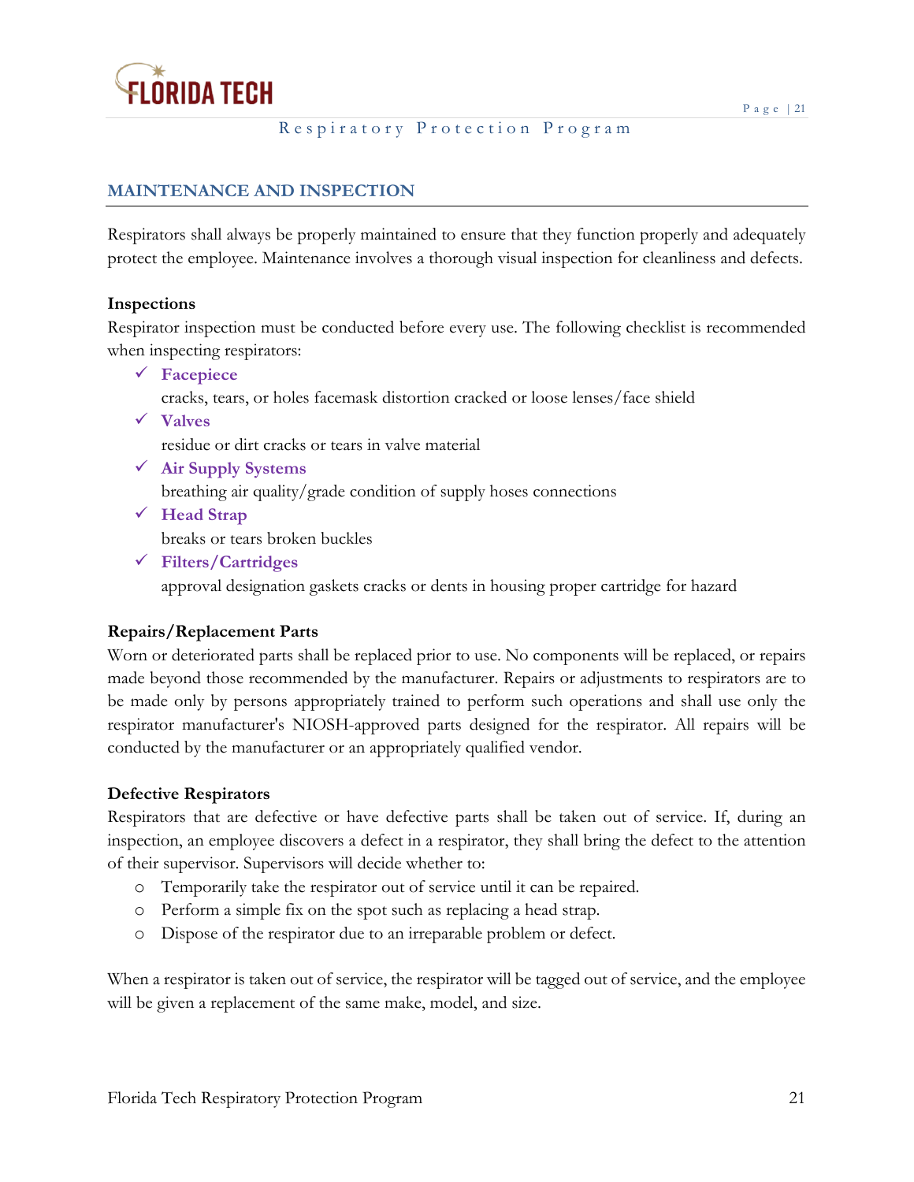## MAINTENANCE AND INSPECTION

Respirators shall always be properly maintained to ensure that they function properly and adequately protect the employee. Maintenance involves a thorough visual inspection for cleanliness and defects.

**Inspections**

Respirator inspection must be conducted before every use. The following checklist is recommended when inspecting respirators:

- ✓ **Facepiece**
  cracks, tears, or holes facemask distortion cracked or loose lenses/face shield
- ✓ **Valves**
  residue or dirt cracks or tears in valve material
- ✓ **Air Supply Systems**
  breathing air quality/grade condition of supply hoses connections
- ✓ **Head Strap**
  breaks or tears broken buckles
- ✓ **Filters/Cartridges**
  approval designation gaskets cracks or dents in housing proper cartridge for hazard

**Repairs/Replacement Parts**

Worn or deteriorated parts shall be replaced prior to use. No components will be replaced, or repairs made beyond those recommended by the manufacturer. Repairs or adjustments to respirators are to be made only by persons appropriately trained to perform such operations and shall use only the respirator manufacturer's NIOSH-approved parts designed for the respirator. All repairs will be conducted by the manufacturer or an appropriately qualified vendor.

**Defective Respirators**

Respirators that are defective or have defective parts shall be taken out of service. If, during an inspection, an employee discovers a defect in a respirator, they shall bring the defect to the attention of their supervisor. Supervisors will decide whether to:

- Temporarily take the respirator out of service until it can be repaired.
- Perform a simple fix on the spot such as replacing a head strap.
- Dispose of the respirator due to an irreparable problem or defect.

When a respirator is taken out of service, the respirator will be tagged out of service, and the employee will be given a replacement of the same make, model, and size.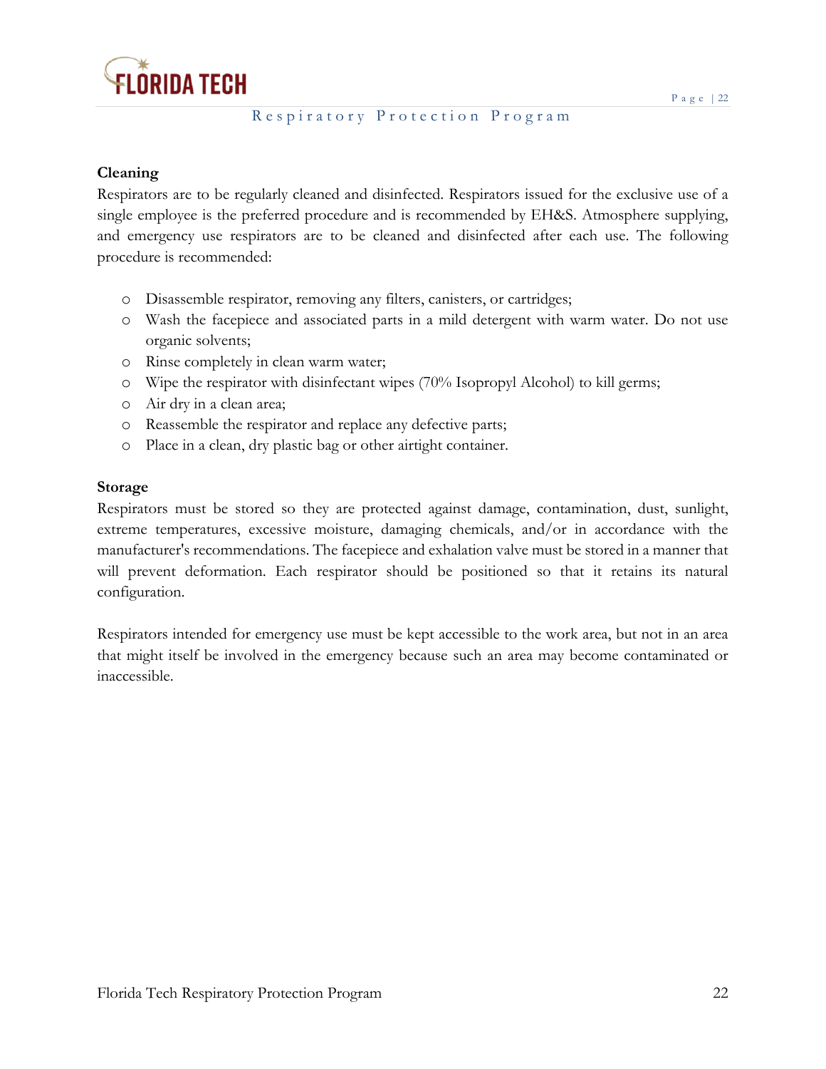**Cleaning**

Respirators are to be regularly cleaned and disinfected. Respirators issued for the exclusive use of a single employee is the preferred procedure and is recommended by EH&S. Atmosphere supplying, and emergency use respirators are to be cleaned and disinfected after each use. The following procedure is recommended:

- Disassemble respirator, removing any filters, canisters, or cartridges;
- Wash the facepiece and associated parts in a mild detergent with warm water. Do not use organic solvents;
- Rinse completely in clean warm water;
- Wipe the respirator with disinfectant wipes (70% Isopropyl Alcohol) to kill germs;
- Air dry in a clean area;
- Reassemble the respirator and replace any defective parts;
- Place in a clean, dry plastic bag or other airtight container.

**Storage**

Respirators must be stored so they are protected against damage, contamination, dust, sunlight, extreme temperatures, excessive moisture, damaging chemicals, and/or in accordance with the manufacturer's recommendations. The facepiece and exhalation valve must be stored in a manner that will prevent deformation. Each respirator should be positioned so that it retains its natural configuration.

Respirators intended for emergency use must be kept accessible to the work area, but not in an area that might itself be involved in the emergency because such an area may become contaminated or inaccessible.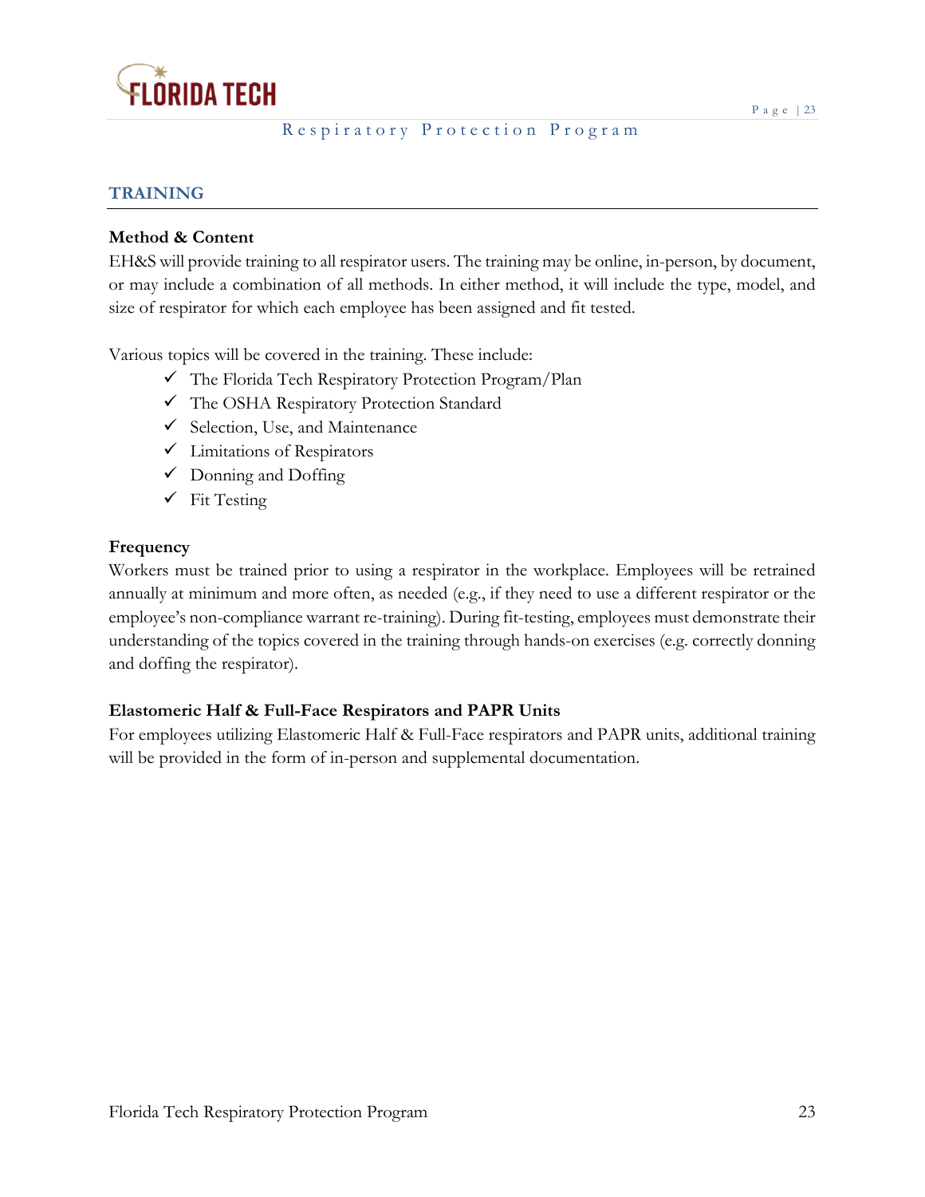## TRAINING

### Method & Content

EH&S will provide training to all respirator users. The training may be online, in-person, by document, or may include a combination of all methods. In either method, it will include the type, model, and size of respirator for which each employee has been assigned and fit tested.

Various topics will be covered in the training. These include:

- ✓ The Florida Tech Respiratory Protection Program/Plan
- ✓ The OSHA Respiratory Protection Standard
- ✓ Selection, Use, and Maintenance
- ✓ Limitations of Respirators
- ✓ Donning and Doffing
- ✓ Fit Testing

### Frequency

Workers must be trained prior to using a respirator in the workplace. Employees will be retrained annually at minimum and more often, as needed (e.g., if they need to use a different respirator or the employee's non-compliance warrant re-training). During fit-testing, employees must demonstrate their understanding of the topics covered in the training through hands-on exercises (e.g. correctly donning and doffing the respirator).

### Elastomeric Half & Full-Face Respirators and PAPR Units

For employees utilizing Elastomeric Half & Full-Face respirators and PAPR units, additional training will be provided in the form of in-person and supplemental documentation.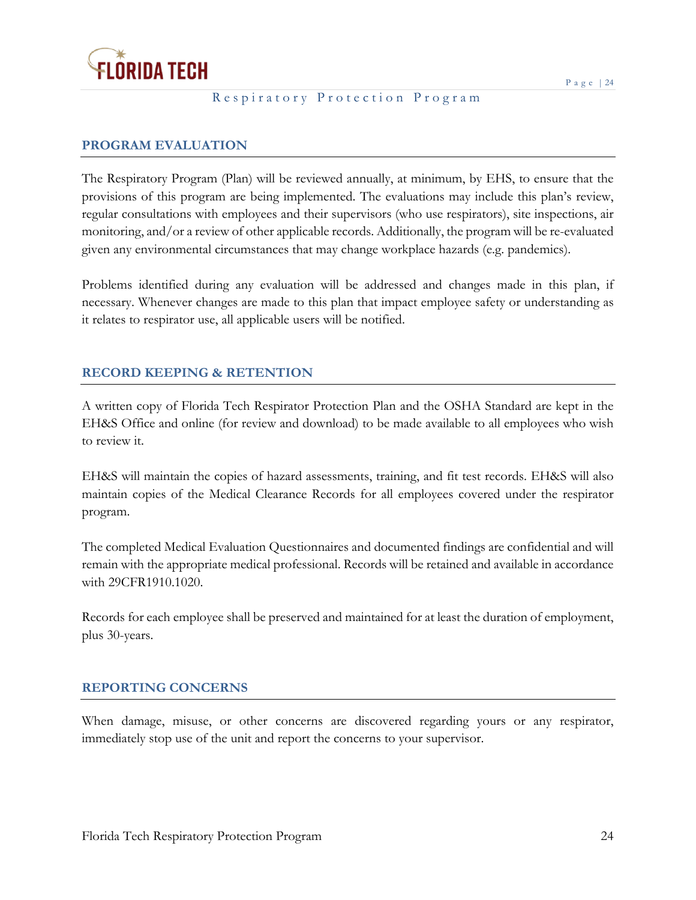## PROGRAM EVALUATION

The Respiratory Program (Plan) will be reviewed annually, at minimum, by EHS, to ensure that the provisions of this program are being implemented. The evaluations may include this plan's review, regular consultations with employees and their supervisors (who use respirators), site inspections, air monitoring, and/or a review of other applicable records. Additionally, the program will be re-evaluated given any environmental circumstances that may change workplace hazards (e.g. pandemics).

Problems identified during any evaluation will be addressed and changes made in this plan, if necessary. Whenever changes are made to this plan that impact employee safety or understanding as it relates to respirator use, all applicable users will be notified.

## RECORD KEEPING & RETENTION

A written copy of Florida Tech Respirator Protection Plan and the OSHA Standard are kept in the EH&S Office and online (for review and download) to be made available to all employees who wish to review it.

EH&S will maintain the copies of hazard assessments, training, and fit test records. EH&S will also maintain copies of the Medical Clearance Records for all employees covered under the respirator program.

The completed Medical Evaluation Questionnaires and documented findings are confidential and will remain with the appropriate medical professional. Records will be retained and available in accordance with 29CFR1910.1020.

Records for each employee shall be preserved and maintained for at least the duration of employment, plus 30-years.

## REPORTING CONCERNS

When damage, misuse, or other concerns are discovered regarding yours or any respirator, immediately stop use of the unit and report the concerns to your supervisor.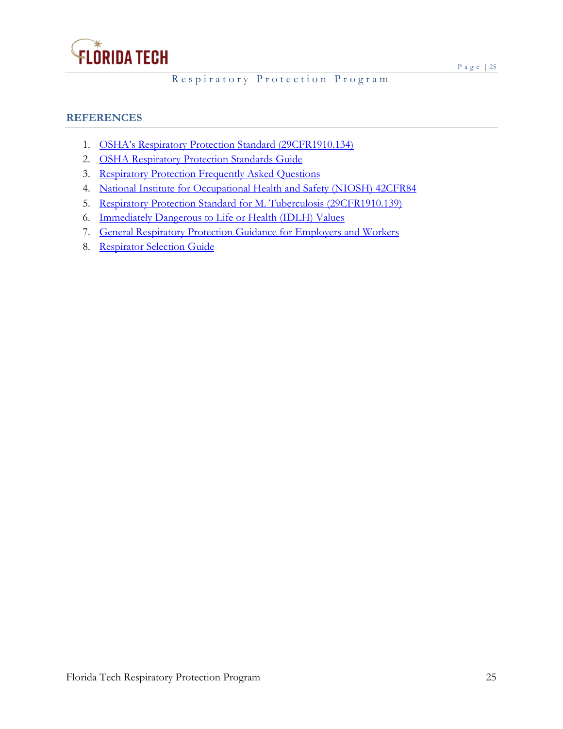## REFERENCES

1. OSHA's Respiratory Protection Standard (29CFR1910.134)
2. OSHA Respiratory Protection Standards Guide
3. Respiratory Protection Frequently Asked Questions
4. National Institute for Occupational Health and Safety (NIOSH) 42CFR84
5. Respiratory Protection Standard for M. Tuberculosis (29CFR1910.139)
6. Immediately Dangerous to Life or Health (IDLH) Values
7. General Respiratory Protection Guidance for Employers and Workers
8. Respirator Selection Guide